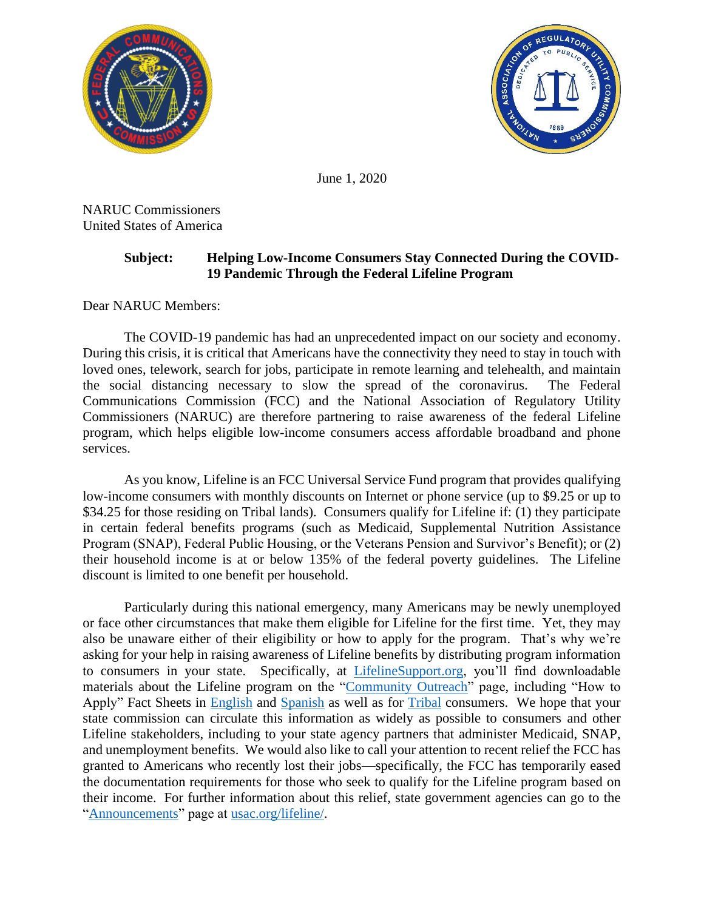June 1, 2020

NARUC Commissioners
United States of America

**Subject: Helping Low-Income Consumers Stay Connected During the COVID-19 Pandemic Through the Federal Lifeline Program**

Dear NARUC Members:

The COVID-19 pandemic has had an unprecedented impact on our society and economy. During this crisis, it is critical that Americans have the connectivity they need to stay in touch with loved ones, telework, search for jobs, participate in remote learning and telehealth, and maintain the social distancing necessary to slow the spread of the coronavirus. The Federal Communications Commission (FCC) and the National Association of Regulatory Utility Commissioners (NARUC) are therefore partnering to raise awareness of the federal Lifeline program, which helps eligible low-income consumers access affordable broadband and phone services.

As you know, Lifeline is an FCC Universal Service Fund program that provides qualifying low-income consumers with monthly discounts on Internet or phone service (up to $9.25 or up to $34.25 for those residing on Tribal lands). Consumers qualify for Lifeline if: (1) they participate in certain federal benefits programs (such as Medicaid, Supplemental Nutrition Assistance Program (SNAP), Federal Public Housing, or the Veterans Pension and Survivor's Benefit); or (2) their household income is at or below 135% of the federal poverty guidelines. The Lifeline discount is limited to one benefit per household.

Particularly during this national emergency, many Americans may be newly unemployed or face other circumstances that make them eligible for Lifeline for the first time. Yet, they may also be unaware either of their eligibility or how to apply for the program. That's why we're asking for your help in raising awareness of Lifeline benefits by distributing program information to consumers in your state. Specifically, at [LifelineSupport.org](), you'll find downloadable materials about the Lifeline program on the "[Community Outreach]()" page, including "How to Apply" Fact Sheets in [English]() and [Spanish]() as well as for [Tribal]() consumers. We hope that your state commission can circulate this information as widely as possible to consumers and other Lifeline stakeholders, including to your state agency partners that administer Medicaid, SNAP, and unemployment benefits. We would also like to call your attention to recent relief the FCC has granted to Americans who recently lost their jobs—specifically, the FCC has temporarily eased the documentation requirements for those who seek to qualify for the Lifeline program based on their income. For further information about this relief, state government agencies can go to the "[Announcements]()" page at [usac.org/lifeline/]().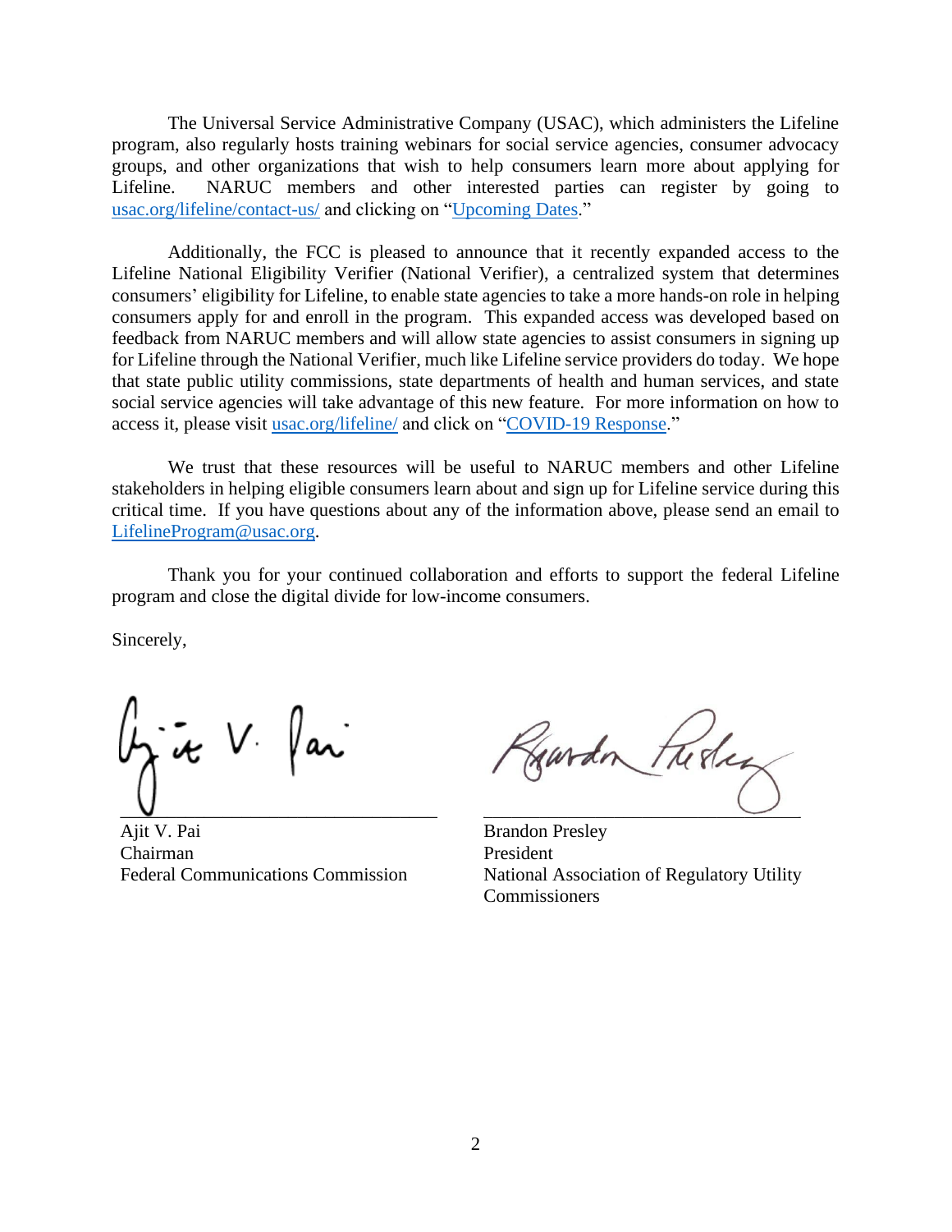The Universal Service Administrative Company (USAC), which administers the Lifeline program, also regularly hosts training webinars for social service agencies, consumer advocacy groups, and other organizations that wish to help consumers learn more about applying for Lifeline. NARUC members and other interested parties can register by going to usac.org/lifeline/contact-us/ and clicking on "Upcoming Dates."

Additionally, the FCC is pleased to announce that it recently expanded access to the Lifeline National Eligibility Verifier (National Verifier), a centralized system that determines consumers' eligibility for Lifeline, to enable state agencies to take a more hands-on role in helping consumers apply for and enroll in the program. This expanded access was developed based on feedback from NARUC members and will allow state agencies to assist consumers in signing up for Lifeline through the National Verifier, much like Lifeline service providers do today. We hope that state public utility commissions, state departments of health and human services, and state social service agencies will take advantage of this new feature. For more information on how to access it, please visit usac.org/lifeline/ and click on "COVID-19 Response."

We trust that these resources will be useful to NARUC members and other Lifeline stakeholders in helping eligible consumers learn about and sign up for Lifeline service during this critical time. If you have questions about any of the information above, please send an email to LifelineProgram@usac.org.

Thank you for your continued collaboration and efforts to support the federal Lifeline program and close the digital divide for low-income consumers.

Sincerely,

Ajit V. Pai
Chairman
Federal Communications Commission

Brandon Presley
President
National Association of Regulatory Utility Commissioners